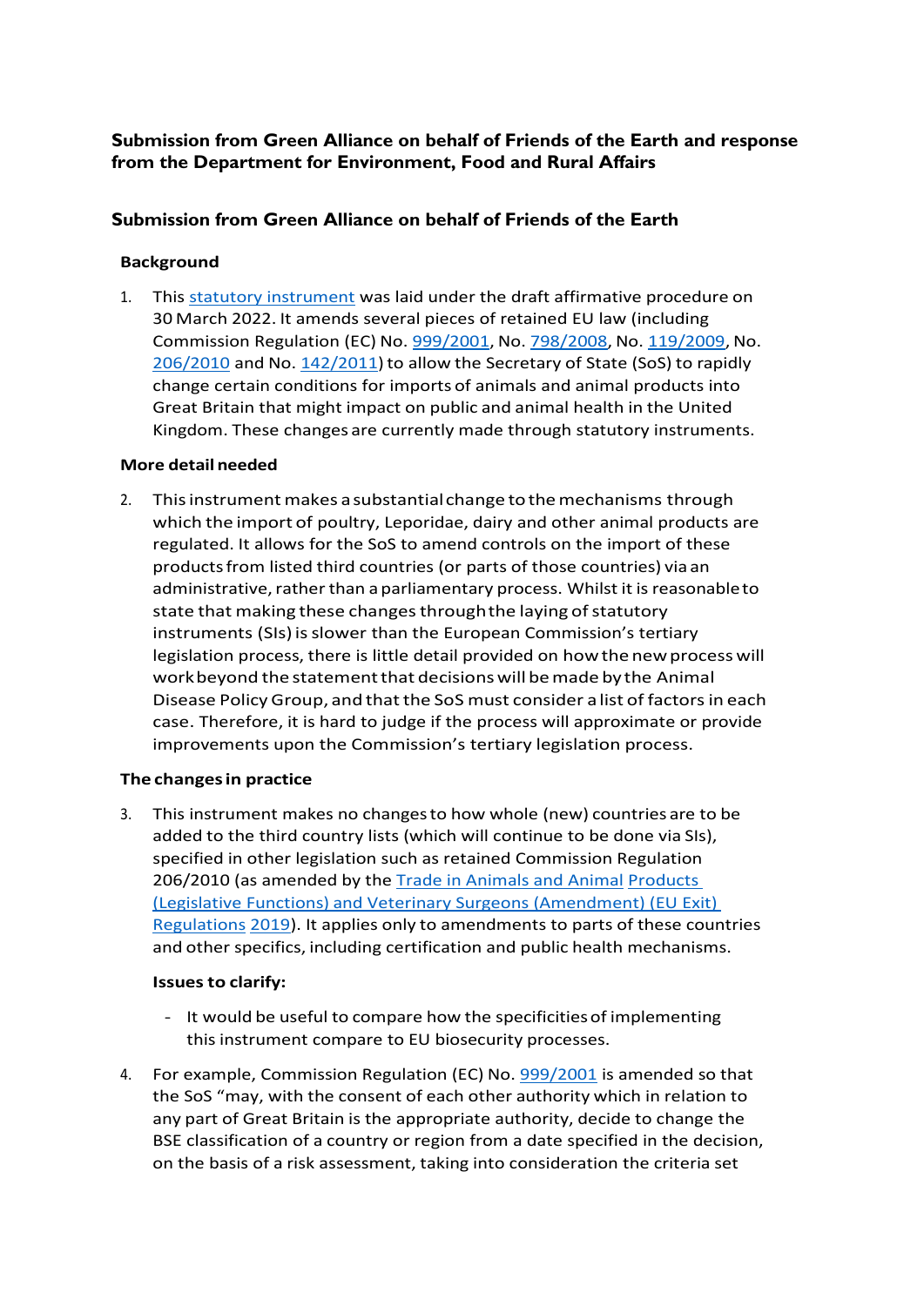# Submission from Green Alliance on behalf of Friends of the Earth and response from the Department for Environment, Food and Rural Affairs

## Submission from Green Alliance on behalf of Friends of the Earth

### Background

1. This statutory instrument was laid under the draft affirmative procedure on 30 March 2022. It amends several pieces of retained EU law (including Commission Regulation (EC) No. 999/2001, No. 798/2008, No. 119/2009, No. 206/2010 and No. 142/2011) to allow the Secretary of State (SoS) to rapidly change certain conditions for imports of animals and animal products into Great Britain that might impact on public and animal health in the United Kingdom. These changes are currently made through statutory instruments.

### More detail needed

2. This instrument makes a substantial change to the mechanisms through which the import of poultry, Leporidae, dairy and other animal products are regulated. It allows for the SoS to amend controls on the import of these products from listed third countries (or parts of those countries) via an administrative, rather than a parliamentary process. Whilst it is reasonable to state that making these changes through the laying of statutory instruments (SIs) is slower than the European Commission's tertiary legislation process, there is little detail provided on how the new process will work beyond the statement that decisions will be made by the Animal Disease Policy Group, and that the SoS must consider a list of factors in each case. Therefore, it is hard to judge if the process will approximate or provide improvements upon the Commission's tertiary legislation process.

### The changes in practice

3. This instrument makes no changes to how whole (new) countries are to be added to the third country lists (which will continue to be done via SIs), specified in other legislation such as retained Commission Regulation 206/2010 (as amended by the Trade in Animals and Animal Products (Legislative Functions) and Veterinary Surgeons (Amendment) (EU Exit) Regulations 2019). It applies only to amendments to parts of these countries and other specifics, including certification and public health mechanisms.

   **Issues to clarify:**

   - It would be useful to compare how the specificities of implementing this instrument compare to EU biosecurity processes.

4. For example, Commission Regulation (EC) No. 999/2001 is amended so that the SoS "may, with the consent of each other authority which in relation to any part of Great Britain is the appropriate authority, decide to change the BSE classification of a country or region from a date specified in the decision, on the basis of a risk assessment, taking into consideration the criteria set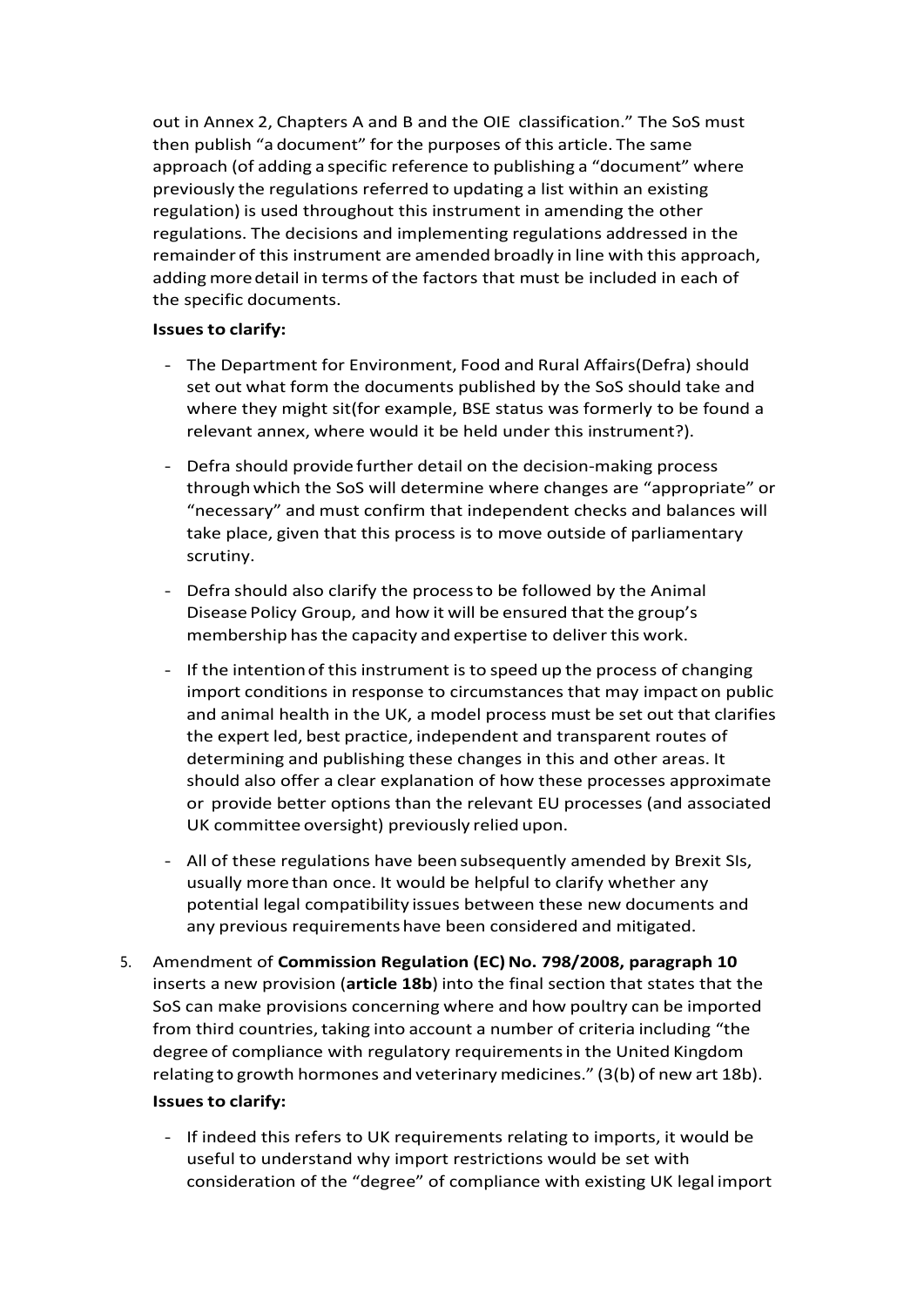out in Annex 2, Chapters A and B and the OIE classification." The SoS must then publish "a document" for the purposes of this article. The same approach (of adding a specific reference to publishing a "document" where previously the regulations referred to updating a list within an existing regulation) is used throughout this instrument in amending the other regulations. The decisions and implementing regulations addressed in the remainder of this instrument are amended broadly in line with this approach, adding more detail in terms of the factors that must be included in each of the specific documents.

**Issues to clarify:**

- The Department for Environment, Food and Rural Affairs(Defra) should set out what form the documents published by the SoS should take and where they might sit(for example, BSE status was formerly to be found a relevant annex, where would it be held under this instrument?).
- Defra should provide further detail on the decision-making process through which the SoS will determine where changes are "appropriate" or "necessary" and must confirm that independent checks and balances will take place, given that this process is to move outside of parliamentary scrutiny.
- Defra should also clarify the process to be followed by the Animal Disease Policy Group, and how it will be ensured that the group's membership has the capacity and expertise to deliver this work.
- If the intention of this instrument is to speed up the process of changing import conditions in response to circumstances that may impact on public and animal health in the UK, a model process must be set out that clarifies the expert led, best practice, independent and transparent routes of determining and publishing these changes in this and other areas. It should also offer a clear explanation of how these processes approximate or provide better options than the relevant EU processes (and associated UK committee oversight) previously relied upon.
- All of these regulations have been subsequently amended by Brexit SIs, usually more than once. It would be helpful to clarify whether any potential legal compatibility issues between these new documents and any previous requirements have been considered and mitigated.

5. Amendment of **Commission Regulation (EC) No. 798/2008, paragraph 10** inserts a new provision (**article 18b**) into the final section that states that the SoS can make provisions concerning where and how poultry can be imported from third countries, taking into account a number of criteria including "the degree of compliance with regulatory requirements in the United Kingdom relating to growth hormones and veterinary medicines." (3(b) of new art 18b).

   **Issues to clarify:**

   - If indeed this refers to UK requirements relating to imports, it would be useful to understand why import restrictions would be set with consideration of the "degree" of compliance with existing UK legal import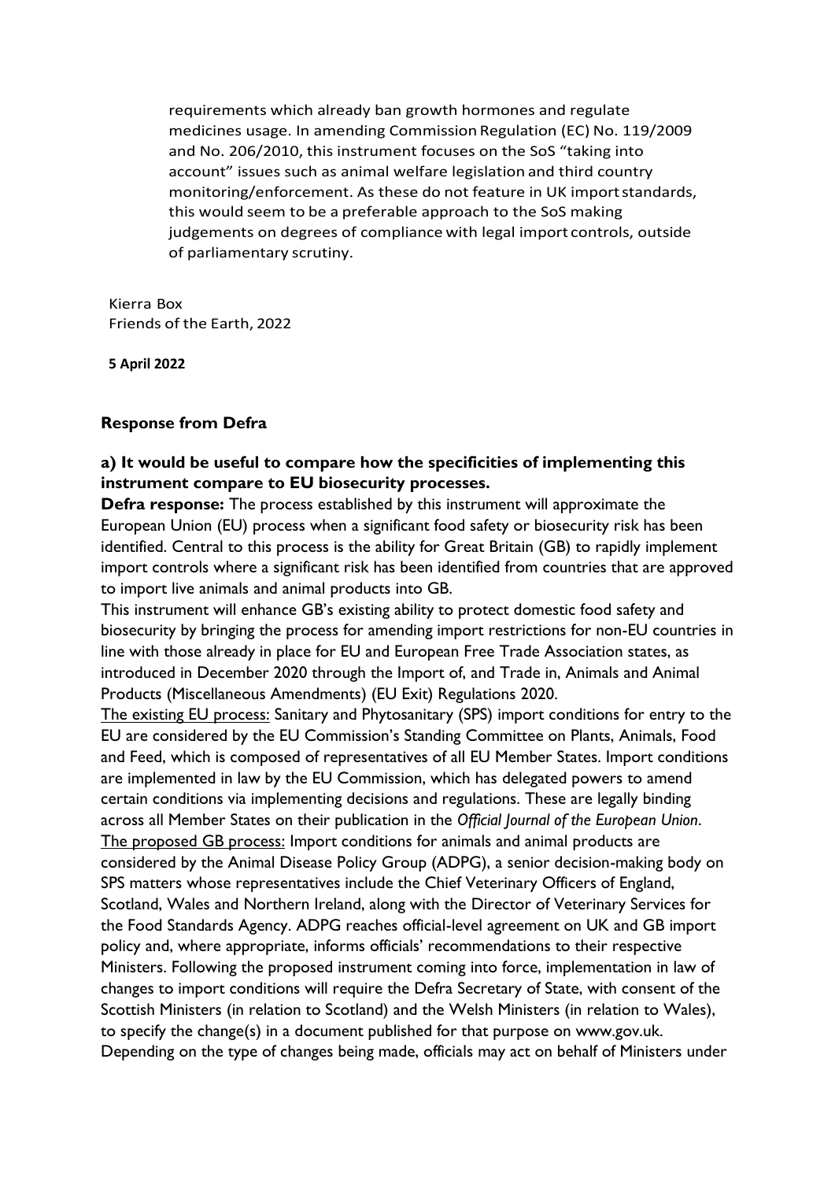requirements which already ban growth hormones and regulate medicines usage. In amending Commission Regulation (EC) No. 119/2009 and No. 206/2010, this instrument focuses on the SoS "taking into account" issues such as animal welfare legislation and third country monitoring/enforcement. As these do not feature in UK import standards, this would seem to be a preferable approach to the SoS making judgements on degrees of compliance with legal import controls, outside of parliamentary scrutiny.

Kierra Box
Friends of the Earth, 2022

**5 April 2022**

### Response from Defra

**a) It would be useful to compare how the specificities of implementing this instrument compare to EU biosecurity processes.**

**Defra response:** The process established by this instrument will approximate the European Union (EU) process when a significant food safety or biosecurity risk has been identified. Central to this process is the ability for Great Britain (GB) to rapidly implement import controls where a significant risk has been identified from countries that are approved to import live animals and animal products into GB.

This instrument will enhance GB's existing ability to protect domestic food safety and biosecurity by bringing the process for amending import restrictions for non-EU countries in line with those already in place for EU and European Free Trade Association states, as introduced in December 2020 through the Import of, and Trade in, Animals and Animal Products (Miscellaneous Amendments) (EU Exit) Regulations 2020.

The existing EU process: Sanitary and Phytosanitary (SPS) import conditions for entry to the EU are considered by the EU Commission's Standing Committee on Plants, Animals, Food and Feed, which is composed of representatives of all EU Member States. Import conditions are implemented in law by the EU Commission, which has delegated powers to amend certain conditions via implementing decisions and regulations. These are legally binding across all Member States on their publication in the *Official Journal of the European Union*.

The proposed GB process: Import conditions for animals and animal products are considered by the Animal Disease Policy Group (ADPG), a senior decision-making body on SPS matters whose representatives include the Chief Veterinary Officers of England, Scotland, Wales and Northern Ireland, along with the Director of Veterinary Services for the Food Standards Agency. ADPG reaches official-level agreement on UK and GB import policy and, where appropriate, informs officials' recommendations to their respective Ministers. Following the proposed instrument coming into force, implementation in law of changes to import conditions will require the Defra Secretary of State, with consent of the Scottish Ministers (in relation to Scotland) and the Welsh Ministers (in relation to Wales), to specify the change(s) in a document published for that purpose on www.gov.uk. Depending on the type of changes being made, officials may act on behalf of Ministers under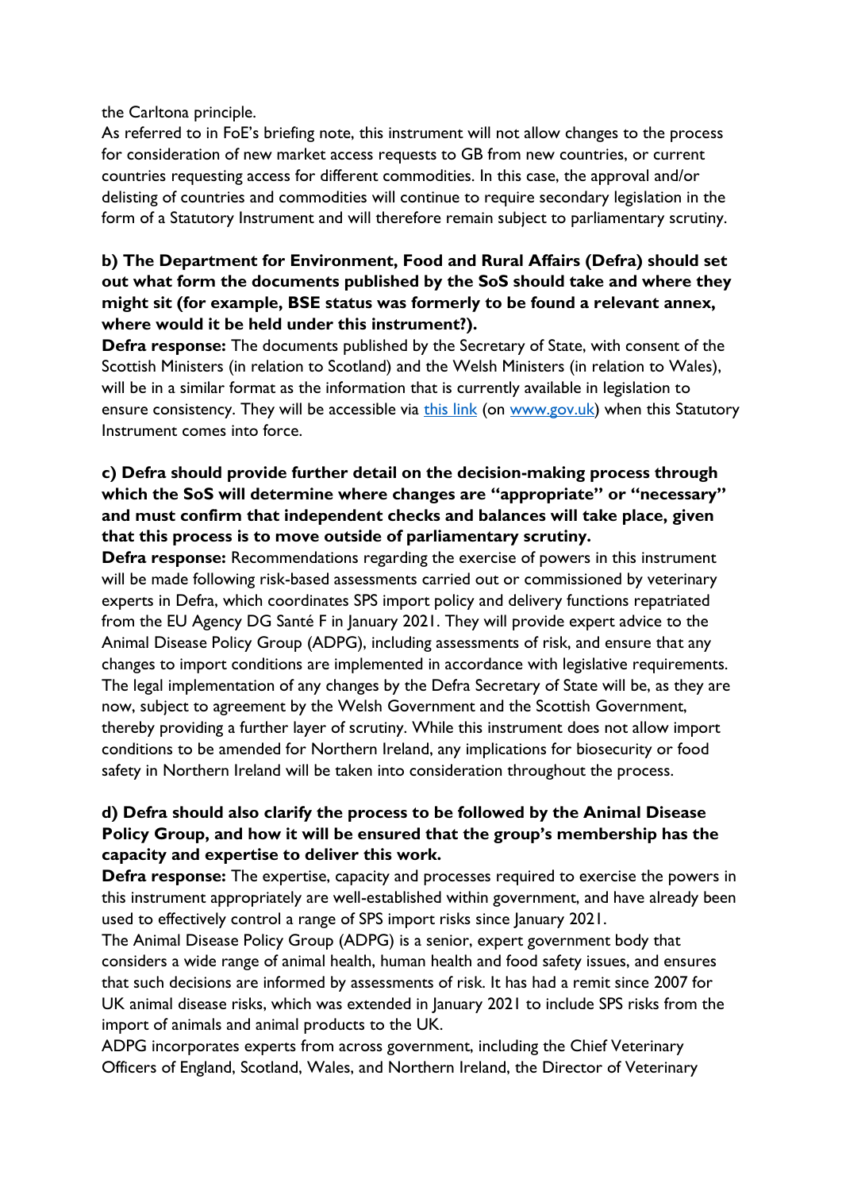the Carltona principle.

As referred to in FoE's briefing note, this instrument will not allow changes to the process for consideration of new market access requests to GB from new countries, or current countries requesting access for different commodities. In this case, the approval and/or delisting of countries and commodities will continue to require secondary legislation in the form of a Statutory Instrument and will therefore remain subject to parliamentary scrutiny.

**b) The Department for Environment, Food and Rural Affairs (Defra) should set out what form the documents published by the SoS should take and where they might sit (for example, BSE status was formerly to be found a relevant annex, where would it be held under this instrument?).**

**Defra response:** The documents published by the Secretary of State, with consent of the Scottish Ministers (in relation to Scotland) and the Welsh Ministers (in relation to Wales), will be in a similar format as the information that is currently available in legislation to ensure consistency. They will be accessible via [this link] (on [www.gov.uk]) when this Statutory Instrument comes into force.

**c) Defra should provide further detail on the decision-making process through which the SoS will determine where changes are "appropriate" or "necessary" and must confirm that independent checks and balances will take place, given that this process is to move outside of parliamentary scrutiny.**

**Defra response:** Recommendations regarding the exercise of powers in this instrument will be made following risk-based assessments carried out or commissioned by veterinary experts in Defra, which coordinates SPS import policy and delivery functions repatriated from the EU Agency DG Santé F in January 2021. They will provide expert advice to the Animal Disease Policy Group (ADPG), including assessments of risk, and ensure that any changes to import conditions are implemented in accordance with legislative requirements. The legal implementation of any changes by the Defra Secretary of State will be, as they are now, subject to agreement by the Welsh Government and the Scottish Government, thereby providing a further layer of scrutiny. While this instrument does not allow import conditions to be amended for Northern Ireland, any implications for biosecurity or food safety in Northern Ireland will be taken into consideration throughout the process.

**d) Defra should also clarify the process to be followed by the Animal Disease Policy Group, and how it will be ensured that the group's membership has the capacity and expertise to deliver this work.**

**Defra response:** The expertise, capacity and processes required to exercise the powers in this instrument appropriately are well-established within government, and have already been used to effectively control a range of SPS import risks since January 2021.

The Animal Disease Policy Group (ADPG) is a senior, expert government body that considers a wide range of animal health, human health and food safety issues, and ensures that such decisions are informed by assessments of risk. It has had a remit since 2007 for UK animal disease risks, which was extended in January 2021 to include SPS risks from the import of animals and animal products to the UK.

ADPG incorporates experts from across government, including the Chief Veterinary Officers of England, Scotland, Wales, and Northern Ireland, the Director of Veterinary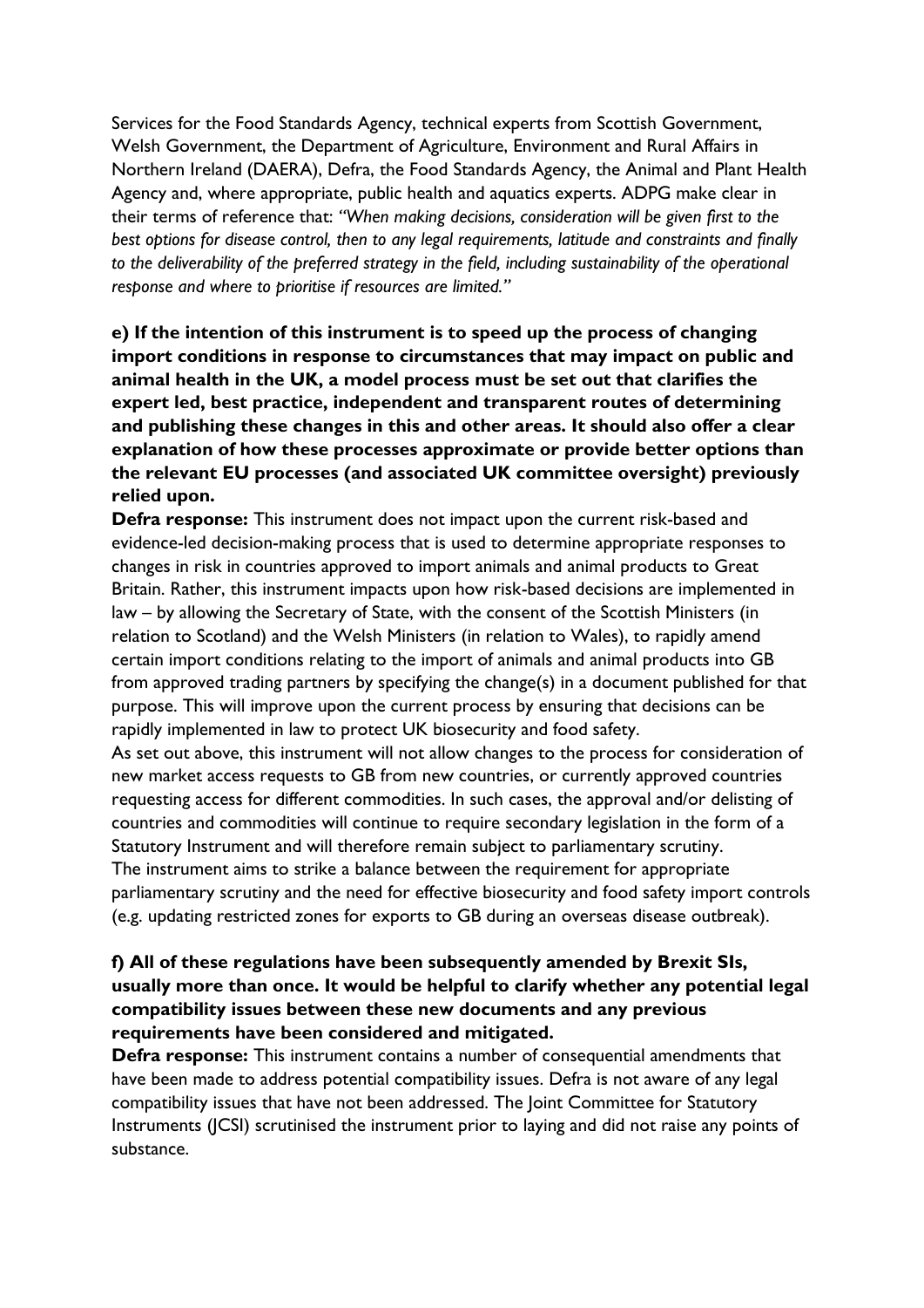Services for the Food Standards Agency, technical experts from Scottish Government, Welsh Government, the Department of Agriculture, Environment and Rural Affairs in Northern Ireland (DAERA), Defra, the Food Standards Agency, the Animal and Plant Health Agency and, where appropriate, public health and aquatics experts. ADPG make clear in their terms of reference that: *"When making decisions, consideration will be given first to the best options for disease control, then to any legal requirements, latitude and constraints and finally to the deliverability of the preferred strategy in the field, including sustainability of the operational response and where to prioritise if resources are limited."*

**e) If the intention of this instrument is to speed up the process of changing import conditions in response to circumstances that may impact on public and animal health in the UK, a model process must be set out that clarifies the expert led, best practice, independent and transparent routes of determining and publishing these changes in this and other areas. It should also offer a clear explanation of how these processes approximate or provide better options than the relevant EU processes (and associated UK committee oversight) previously relied upon.**

**Defra response:** This instrument does not impact upon the current risk-based and evidence-led decision-making process that is used to determine appropriate responses to changes in risk in countries approved to import animals and animal products to Great Britain. Rather, this instrument impacts upon how risk-based decisions are implemented in law – by allowing the Secretary of State, with the consent of the Scottish Ministers (in relation to Scotland) and the Welsh Ministers (in relation to Wales), to rapidly amend certain import conditions relating to the import of animals and animal products into GB from approved trading partners by specifying the change(s) in a document published for that purpose. This will improve upon the current process by ensuring that decisions can be rapidly implemented in law to protect UK biosecurity and food safety.

As set out above, this instrument will not allow changes to the process for consideration of new market access requests to GB from new countries, or currently approved countries requesting access for different commodities. In such cases, the approval and/or delisting of countries and commodities will continue to require secondary legislation in the form of a Statutory Instrument and will therefore remain subject to parliamentary scrutiny.

The instrument aims to strike a balance between the requirement for appropriate parliamentary scrutiny and the need for effective biosecurity and food safety import controls (e.g. updating restricted zones for exports to GB during an overseas disease outbreak).

**f) All of these regulations have been subsequently amended by Brexit SIs, usually more than once. It would be helpful to clarify whether any potential legal compatibility issues between these new documents and any previous requirements have been considered and mitigated.**

**Defra response:** This instrument contains a number of consequential amendments that have been made to address potential compatibility issues. Defra is not aware of any legal compatibility issues that have not been addressed. The Joint Committee for Statutory Instruments (JCSI) scrutinised the instrument prior to laying and did not raise any points of substance.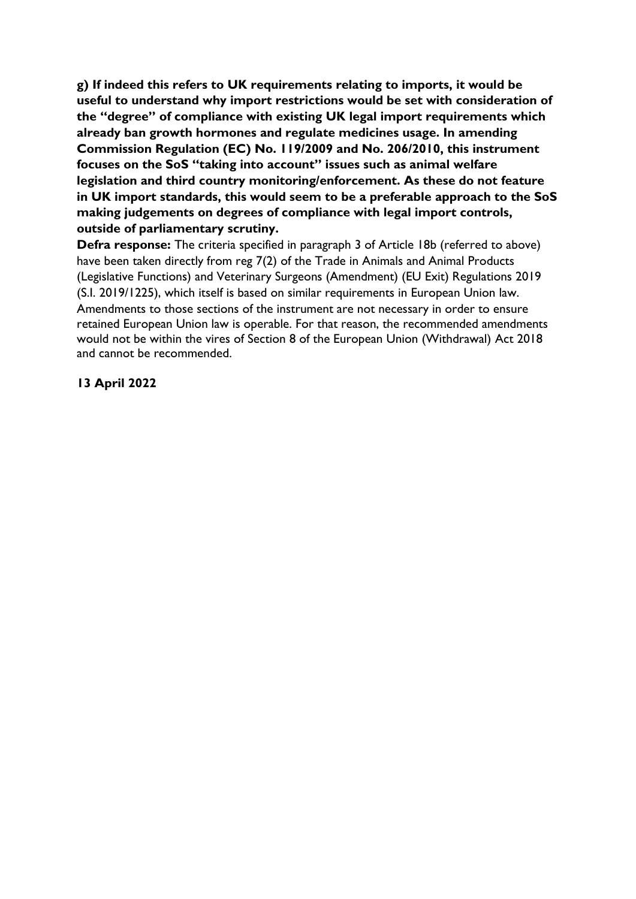**g) If indeed this refers to UK requirements relating to imports, it would be useful to understand why import restrictions would be set with consideration of the "degree" of compliance with existing UK legal import requirements which already ban growth hormones and regulate medicines usage. In amending Commission Regulation (EC) No. 119/2009 and No. 206/2010, this instrument focuses on the SoS "taking into account" issues such as animal welfare legislation and third country monitoring/enforcement. As these do not feature in UK import standards, this would seem to be a preferable approach to the SoS making judgements on degrees of compliance with legal import controls, outside of parliamentary scrutiny.**

**Defra response:** The criteria specified in paragraph 3 of Article 18b (referred to above) have been taken directly from reg 7(2) of the Trade in Animals and Animal Products (Legislative Functions) and Veterinary Surgeons (Amendment) (EU Exit) Regulations 2019 (S.I. 2019/1225), which itself is based on similar requirements in European Union law. Amendments to those sections of the instrument are not necessary in order to ensure retained European Union law is operable. For that reason, the recommended amendments would not be within the vires of Section 8 of the European Union (Withdrawal) Act 2018 and cannot be recommended.

**13 April 2022**